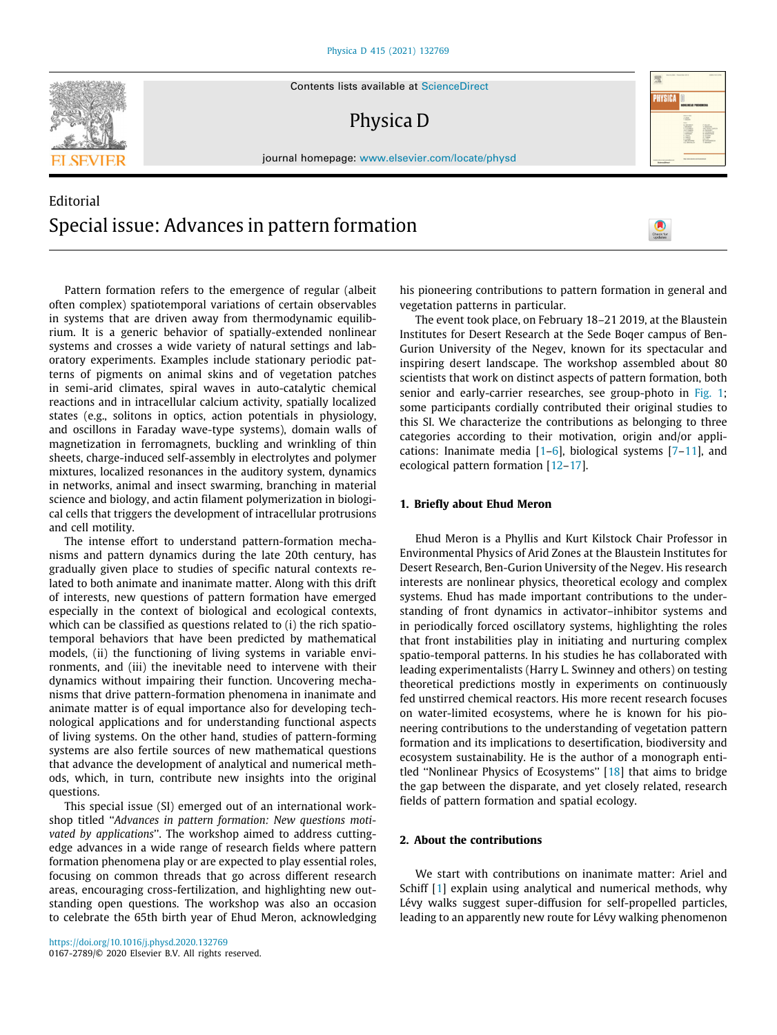Editorial

# Special issue: Advances in pattern formation

Pattern formation refers to the emergence of regular (albeit often complex) spatiotemporal variations of certain observables in systems that are driven away from thermodynamic equilibrium. It is a generic behavior of spatially-extended nonlinear systems and crosses a wide variety of natural settings and laboratory experiments. Examples include stationary periodic patterns of pigments on animal skins and of vegetation patches in semi-arid climates, spiral waves in auto-catalytic chemical reactions and in intracellular calcium activity, spatially localized states (e.g., solitons in optics, action potentials in physiology, and oscillons in Faraday wave-type systems), domain walls of magnetization in ferromagnets, buckling and wrinkling of thin sheets, charge-induced self-assembly in electrolytes and polymer mixtures, localized resonances in the auditory system, dynamics in networks, animal and insect swarming, branching in material science and biology, and actin filament polymerization in biological cells that triggers the development of intracellular protrusions and cell motility.

The intense effort to understand pattern-formation mechanisms and pattern dynamics during the late 20th century, has gradually given place to studies of specific natural contexts related to both animate and inanimate matter. Along with this drift of interests, new questions of pattern formation have emerged especially in the context of biological and ecological contexts, which can be classified as questions related to (i) the rich spatiotemporal behaviors that have been predicted by mathematical models, (ii) the functioning of living systems in variable environments, and (iii) the inevitable need to intervene with their dynamics without impairing their function. Uncovering mechanisms that drive pattern-formation phenomena in inanimate and animate matter is of equal importance also for developing technological applications and for understanding functional aspects of living systems. On the other hand, studies of pattern-forming systems are also fertile sources of new mathematical questions that advance the development of analytical and numerical methods, which, in turn, contribute new insights into the original questions.

This special issue (SI) emerged out of an international workshop titled "*Advances in pattern formation: New questions motivated by applications*". The workshop aimed to address cutting-edge advances in a wide range of research fields where pattern formation phenomena play or are expected to play essential roles, focusing on common threads that go across different research areas, encouraging cross-fertilization, and highlighting new outstanding open questions. The workshop was also an occasion to celebrate the 65th birth year of Ehud Meron, acknowledging his pioneering contributions to pattern formation in general and vegetation patterns in particular.

The event took place, on February 18–21 2019, at the Blaustein Institutes for Desert Research at the Sede Boqer campus of Ben-Gurion University of the Negev, known for its spectacular and inspiring desert landscape. The workshop assembled about 80 scientists that work on distinct aspects of pattern formation, both senior and early-carrier researches, see group-photo in Fig. 1; some participants cordially contributed their original studies to this SI. We characterize the contributions as belonging to three categories according to their motivation, origin and/or applications: Inanimate media [1–6], biological systems [7–11], and ecological pattern formation [12–17].

## 1. Briefly about Ehud Meron

Ehud Meron is a Phyllis and Kurt Kilstock Chair Professor in Environmental Physics of Arid Zones at the Blaustein Institutes for Desert Research, Ben-Gurion University of the Negev. His research interests are nonlinear physics, theoretical ecology and complex systems. Ehud has made important contributions to the understanding of front dynamics in activator–inhibitor systems and in periodically forced oscillatory systems, highlighting the roles that front instabilities play in initiating and nurturing complex spatio-temporal patterns. In his studies he has collaborated with leading experimentalists (Harry L. Swinney and others) on testing theoretical predictions mostly in experiments on continuously fed unstirred chemical reactors. His more recent research focuses on water-limited ecosystems, where he is known for his pioneering contributions to the understanding of vegetation pattern formation and its implications to desertification, biodiversity and ecosystem sustainability. He is the author of a monograph entitled "Nonlinear Physics of Ecosystems" [18] that aims to bridge the gap between the disparate, and yet closely related, research fields of pattern formation and spatial ecology.

## 2. About the contributions

We start with contributions on inanimate matter: Ariel and Schiff [1] explain using analytical and numerical methods, why Lévy walks suggest super-diffusion for self-propelled particles, leading to an apparently new route for Lévy walking phenomenon

https://doi.org/10.1016/j.physd.2020.132769
0167-2789/© 2020 Elsevier B.V. All rights reserved.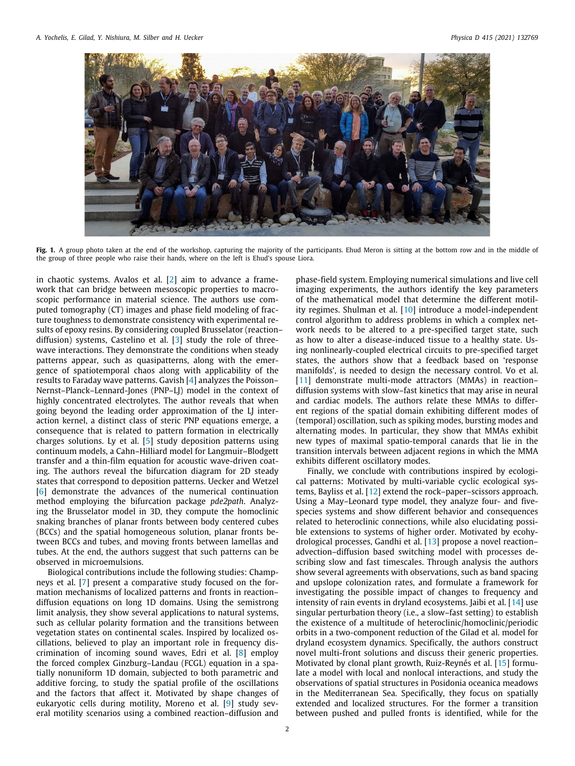**Fig. 1.** A group photo taken at the end of the workshop, capturing the majority of the participants. Ehud Meron is sitting at the bottom row and in the middle of the group of three people who raise their hands, where on the left is Ehud's spouse Liora.

in chaotic systems. Avalos et al. [2] aim to advance a framework that can bridge between mesoscopic properties to macroscopic performance in material science. The authors use computed tomography (CT) images and phase field modeling of fracture toughness to demonstrate consistency with experimental results of epoxy resins. By considering coupled Brusselator (reaction–diffusion) systems, Castelino et al. [3] study the role of three-wave interactions. They demonstrate the conditions when steady patterns appear, such as quasipatterns, along with the emergence of spatiotemporal chaos along with applicability of the results to Faraday wave patterns. Gavish [4] analyzes the Poisson–Nernst–Planck–Lennard-Jones (PNP–LJ) model in the context of highly concentrated electrolytes. The author reveals that when going beyond the leading order approximation of the LJ interaction kernel, a distinct class of steric PNP equations emerge, a consequence that is related to pattern formation in electrically charges solutions. Ly et al. [5] study deposition patterns using continuum models, a Cahn–Hilliard model for Langmuir–Blodgett transfer and a thin-film equation for acoustic wave-driven coating. The authors reveal the bifurcation diagram for 2D steady states that correspond to deposition patterns. Uecker and Wetzel [6] demonstrate the advances of the numerical continuation method employing the bifurcation package *pde2path*. Analyzing the Brusselator model in 3D, they compute the homoclinic snaking branches of planar fronts between body centered cubes (BCCs) and the spatial homogeneous solution, planar fronts between BCCs and tubes, and moving fronts between lamellas and tubes. At the end, the authors suggest that such patterns can be observed in microemulsions.

Biological contributions include the following studies: Champneys et al. [7] present a comparative study focused on the formation mechanisms of localized patterns and fronts in reaction–diffusion equations on long 1D domains. Using the semistrong limit analysis, they show several applications to natural systems, such as cellular polarity formation and the transitions between vegetation states on continental scales. Inspired by localized oscillations, believed to play an important role in frequency discrimination of incoming sound waves, Edri et al. [8] employ the forced complex Ginzburg–Landau (FCGL) equation in a spatially nonuniform 1D domain, subjected to both parametric and additive forcing, to study the spatial profile of the oscillations and the factors that affect it. Motivated by shape changes of eukaryotic cells during motility, Moreno et al. [9] study several motility scenarios using a combined reaction–diffusion and phase-field system. Employing numerical simulations and live cell imaging experiments, the authors identify the key parameters of the mathematical model that determine the different motility regimes. Shulman et al. [10] introduce a model-independent control algorithm to address problems in which a complex network needs to be altered to a pre-specified target state, such as how to alter a disease-induced tissue to a healthy state. Using nonlinearly-coupled electrical circuits to pre-specified target states, the authors show that a feedback based on 'response manifolds', is needed to design the necessary control. Vo et al. [11] demonstrate multi-mode attractors (MMAs) in reaction–diffusion systems with slow–fast kinetics that may arise in neural and cardiac models. The authors relate these MMAs to different regions of the spatial domain exhibiting different modes of (temporal) oscillation, such as spiking modes, bursting modes and alternating modes. In particular, they show that MMAs exhibit new types of maximal spatio-temporal canards that lie in the transition intervals between adjacent regions in which the MMA exhibits different oscillatory modes.

Finally, we conclude with contributions inspired by ecological patterns: Motivated by multi-variable cyclic ecological systems, Bayliss et al. [12] extend the rock–paper–scissors approach. Using a May–Leonard type model, they analyze four- and five-species systems and show different behavior and consequences related to heteroclinic connections, while also elucidating possible extensions to systems of higher order. Motivated by ecohydrological processes, Gandhi et al. [13] propose a novel reaction–advection–diffusion based switching model with processes describing slow and fast timescales. Through analysis the authors show several agreements with observations, such as band spacing and upslope colonization rates, and formulate a framework for investigating the possible impact of changes to frequency and intensity of rain events in dryland ecosystems. Jaibi et al. [14] use singular perturbation theory (i.e., a slow–fast setting) to establish the existence of a multitude of heteroclinic/homoclinic/periodic orbits in a two-component reduction of the Gilad et al. model for dryland ecosystem dynamics. Specifically, the authors construct novel multi-front solutions and discuss their generic properties. Motivated by clonal plant growth, Ruiz-Reynés et al. [15] formulate a model with local and nonlocal interactions, and study the observations of spatial structures in Posidonia oceanica meadows in the Mediterranean Sea. Specifically, they focus on spatially extended and localized structures. For the former a transition between pushed and pulled fronts is identified, while for the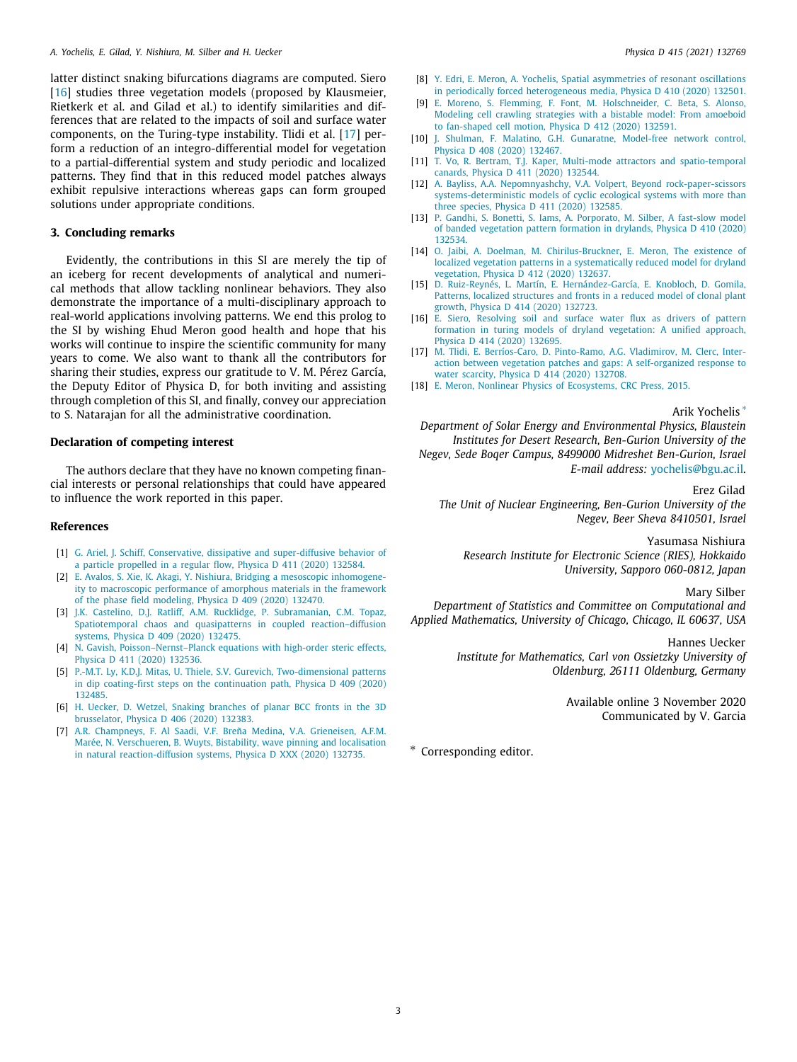latter distinct snaking bifurcations diagrams are computed. Siero [16] studies three vegetation models (proposed by Klausmeier, Rietkerk et al. and Gilad et al.) to identify similarities and differences that are related to the impacts of soil and surface water components, on the Turing-type instability. Tlidi et al. [17] perform a reduction of an integro-differential model for vegetation to a partial-differential system and study periodic and localized patterns. They find that in this reduced model patches always exhibit repulsive interactions whereas gaps can form grouped solutions under appropriate conditions.

## 3. Concluding remarks

Evidently, the contributions in this SI are merely the tip of an iceberg for recent developments of analytical and numerical methods that allow tackling nonlinear behaviors. They also demonstrate the importance of a multi-disciplinary approach to real-world applications involving patterns. We end this prolog to the SI by wishing Ehud Meron good health and hope that his works will continue to inspire the scientific community for many years to come. We also want to thank all the contributors for sharing their studies, express our gratitude to V. M. Pérez García, the Deputy Editor of Physica D, for both inviting and assisting through completion of this SI, and finally, convey our appreciation to S. Natarajan for all the administrative coordination.

## Declaration of competing interest

The authors declare that they have no known competing financial interests or personal relationships that could have appeared to influence the work reported in this paper.

## References

[1] G. Ariel, J. Schiff, Conservative, dissipative and super-diffusive behavior of a particle propelled in a regular flow, Physica D 411 (2020) 132584.

[2] E. Avalos, S. Xie, K. Akagi, Y. Nishiura, Bridging a mesoscopic inhomogeneity to macroscopic performance of amorphous materials in the framework of the phase field modeling, Physica D 409 (2020) 132470.

[3] J.K. Castelino, D.J. Ratliff, A.M. Rucklidge, P. Subramanian, C.M. Topaz, Spatiotemporal chaos and quasipatterns in coupled reaction–diffusion systems, Physica D 409 (2020) 132475.

[4] N. Gavish, Poisson–Nernst–Planck equations with high-order steric effects, Physica D 411 (2020) 132536.

[5] P.-M.T. Ly, K.D.J. Mitas, U. Thiele, S.V. Gurevich, Two-dimensional patterns in dip coating-first steps on the continuation path, Physica D 409 (2020) 132485.

[6] H. Uecker, D. Wetzel, Snaking branches of planar BCC fronts in the 3D brusselator, Physica D 406 (2020) 132383.

[7] A.R. Champneys, F. Al Saadi, V.F. Breña Medina, V.A. Grieneisen, A.F.M. Marée, N. Verschueren, B. Wuyts, Bistability, wave pinning and localisation in natural reaction-diffusion systems, Physica D XXX (2020) 132735.

[8] Y. Edri, E. Meron, A. Yochelis, Spatial asymmetries of resonant oscillations in periodically forced heterogeneous media, Physica D 410 (2020) 132501.

[9] E. Moreno, S. Flemming, F. Font, M. Holschneider, C. Beta, S. Alonso, Modeling cell crawling strategies with a bistable model: From amoeboid to fan-shaped cell motion, Physica D 412 (2020) 132591.

[10] J. Shulman, F. Malatino, G.H. Gunaratne, Model-free network control, Physica D 408 (2020) 132467.

[11] T. Vo, R. Bertram, T.J. Kaper, Multi-mode attractors and spatio-temporal canards, Physica D 411 (2020) 132544.

[12] A. Bayliss, A.A. Nepomnyashchy, V.A. Volpert, Beyond rock-paper-scissors systems-deterministic models of cyclic ecological systems with more than three species, Physica D 411 (2020) 132585.

[13] P. Gandhi, S. Bonetti, S. Iams, A. Porporato, M. Silber, A fast-slow model of banded vegetation pattern formation in drylands, Physica D 410 (2020) 132534.

[14] O. Jaibi, A. Doelman, M. Chirilus-Bruckner, E. Meron, The existence of localized vegetation patterns in a systematically reduced model for dryland vegetation, Physica D 412 (2020) 132637.

[15] D. Ruiz-Reynés, L. Martín, E. Hernández-García, E. Knobloch, D. Gomila, Patterns, localized structures and fronts in a reduced model of clonal plant growth, Physica D 414 (2020) 132723.

[16] E. Siero, Resolving soil and surface water flux as drivers of pattern formation in turing models of dryland vegetation: A unified approach, Physica D 414 (2020) 132695.

[17] M. Tlidi, E. Berríos-Caro, D. Pinto-Ramo, A.G. Vladimirov, M. Clerc, Interaction between vegetation patches and gaps: A self-organized response to water scarcity, Physica D 414 (2020) 132708.

[18] E. Meron, Nonlinear Physics of Ecosystems, CRC Press, 2015.

Arik Yochelis *
*Department of Solar Energy and Environmental Physics, Blaustein Institutes for Desert Research, Ben-Gurion University of the Negev, Sede Boqer Campus, 8499000 Midreshet Ben-Gurion, Israel*
*E-mail address:* yochelis@bgu.ac.il.

Erez Gilad
*The Unit of Nuclear Engineering, Ben-Gurion University of the Negev, Beer Sheva 8410501, Israel*

Yasumasa Nishiura
*Research Institute for Electronic Science (RIES), Hokkaido University, Sapporo 060-0812, Japan*

Mary Silber
*Department of Statistics and Committee on Computational and Applied Mathematics, University of Chicago, Chicago, IL 60637, USA*

Hannes Uecker
*Institute for Mathematics, Carl von Ossietzky University of Oldenburg, 26111 Oldenburg, Germany*

Available online 3 November 2020
Communicated by V. Garcia

* Corresponding editor.